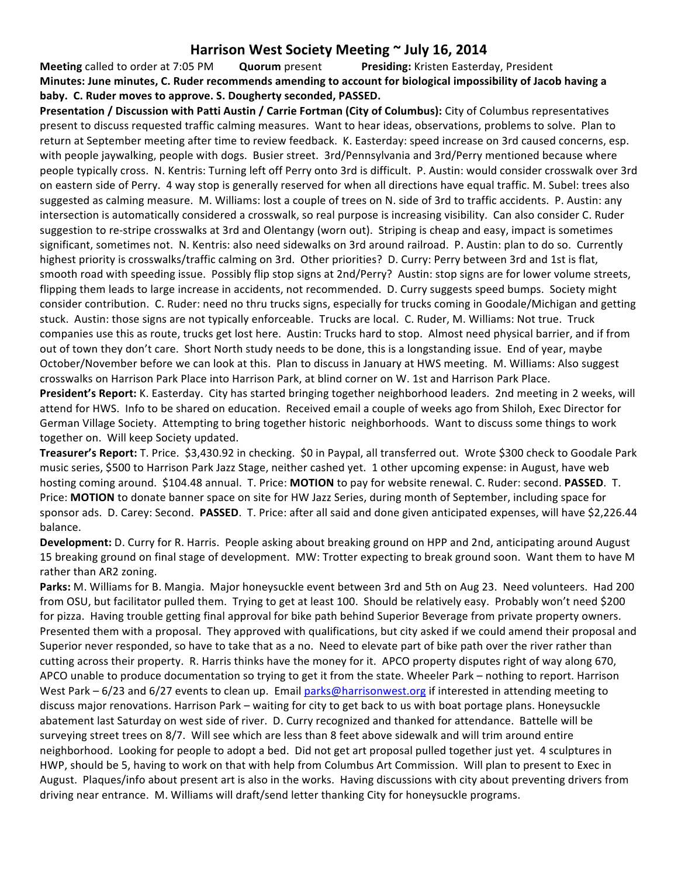# Harrison West Society Meeting ~ July 16, 2014

**Meeting** called to order at 7:05 PM **Quorum** present **Presiding:** Kristen Easterday, President

**Minutes: June minutes, C. Ruder recommends amending to account for biological impossibility of Jacob having a baby. C. Ruder moves to approve. S. Dougherty seconded, PASSED.**

**Presentation / Discussion with Patti Austin / Carrie Fortman (City of Columbus):** City of Columbus representatives present to discuss requested traffic calming measures. Want to hear ideas, observations, problems to solve. Plan to return at September meeting after time to review feedback. K. Easterday: speed increase on 3rd caused concerns, esp. with people jaywalking, people with dogs. Busier street. 3rd/Pennsylvania and 3rd/Perry mentioned because where people typically cross. N. Kentris: Turning left off Perry onto 3rd is difficult. P. Austin: would consider crosswalk over 3rd on eastern side of Perry. 4 way stop is generally reserved for when all directions have equal traffic. M. Subel: trees also suggested as calming measure. M. Williams: lost a couple of trees on N. side of 3rd to traffic accidents. P. Austin: any intersection is automatically considered a crosswalk, so real purpose is increasing visibility. Can also consider C. Ruder suggestion to re-stripe crosswalks at 3rd and Olentangy (worn out). Striping is cheap and easy, impact is sometimes significant, sometimes not. N. Kentris: also need sidewalks on 3rd around railroad. P. Austin: plan to do so. Currently highest priority is crosswalks/traffic calming on 3rd. Other priorities? D. Curry: Perry between 3rd and 1st is flat, smooth road with speeding issue. Possibly flip stop signs at 2nd/Perry? Austin: stop signs are for lower volume streets, flipping them leads to large increase in accidents, not recommended. D. Curry suggests speed bumps. Society might consider contribution. C. Ruder: need no thru trucks signs, especially for trucks coming in Goodale/Michigan and getting stuck. Austin: those signs are not typically enforceable. Trucks are local. C. Ruder, M. Williams: Not true. Truck companies use this as route, trucks get lost here. Austin: Trucks hard to stop. Almost need physical barrier, and if from out of town they don't care. Short North study needs to be done, this is a longstanding issue. End of year, maybe October/November before we can look at this. Plan to discuss in January at HWS meeting. M. Williams: Also suggest crosswalks on Harrison Park Place into Harrison Park, at blind corner on W. 1st and Harrison Park Place.

**President's Report:** K. Easterday. City has started bringing together neighborhood leaders. 2nd meeting in 2 weeks, will attend for HWS. Info to be shared on education. Received email a couple of weeks ago from Shiloh, Exec Director for German Village Society. Attempting to bring together historic neighborhoods. Want to discuss some things to work together on. Will keep Society updated.

**Treasurer's Report:** T. Price. $3,430.92 in checking. $0 in Paypal, all transferred out. Wrote $300 check to Goodale Park music series, $500 to Harrison Park Jazz Stage, neither cashed yet. 1 other upcoming expense: in August, have web hosting coming around. $104.48 annual. T. Price: **MOTION** to pay for website renewal. C. Ruder: second. **PASSED**. T. Price: **MOTION** to donate banner space on site for HW Jazz Series, during month of September, including space for sponsor ads. D. Carey: Second. **PASSED**. T. Price: after all said and done given anticipated expenses, will have $2,226.44 balance.

**Development:** D. Curry for R. Harris. People asking about breaking ground on HPP and 2nd, anticipating around August 15 breaking ground on final stage of development. MW: Trotter expecting to break ground soon. Want them to have M rather than AR2 zoning.

**Parks:** M. Williams for B. Mangia. Major honeysuckle event between 3rd and 5th on Aug 23. Need volunteers. Had 200 from OSU, but facilitator pulled them. Trying to get at least 100. Should be relatively easy. Probably won't need $200 for pizza. Having trouble getting final approval for bike path behind Superior Beverage from private property owners. Presented them with a proposal. They approved with qualifications, but city asked if we could amend their proposal and Superior never responded, so have to take that as a no. Need to elevate part of bike path over the river rather than cutting across their property. R. Harris thinks have the money for it. APCO property disputes right of way along 670, APCO unable to produce documentation so trying to get it from the state. Wheeler Park – nothing to report. Harrison West Park – 6/23 and 6/27 events to clean up. Email parks@harrisonwest.org if interested in attending meeting to discuss major renovations. Harrison Park – waiting for city to get back to us with boat portage plans. Honeysuckle abatement last Saturday on west side of river. D. Curry recognized and thanked for attendance. Battelle will be surveying street trees on 8/7. Will see which are less than 8 feet above sidewalk and will trim around entire neighborhood. Looking for people to adopt a bed. Did not get art proposal pulled together just yet. 4 sculptures in HWP, should be 5, having to work on that with help from Columbus Art Commission. Will plan to present to Exec in August. Plaques/info about present art is also in the works. Having discussions with city about preventing drivers from driving near entrance. M. Williams will draft/send letter thanking City for honeysuckle programs.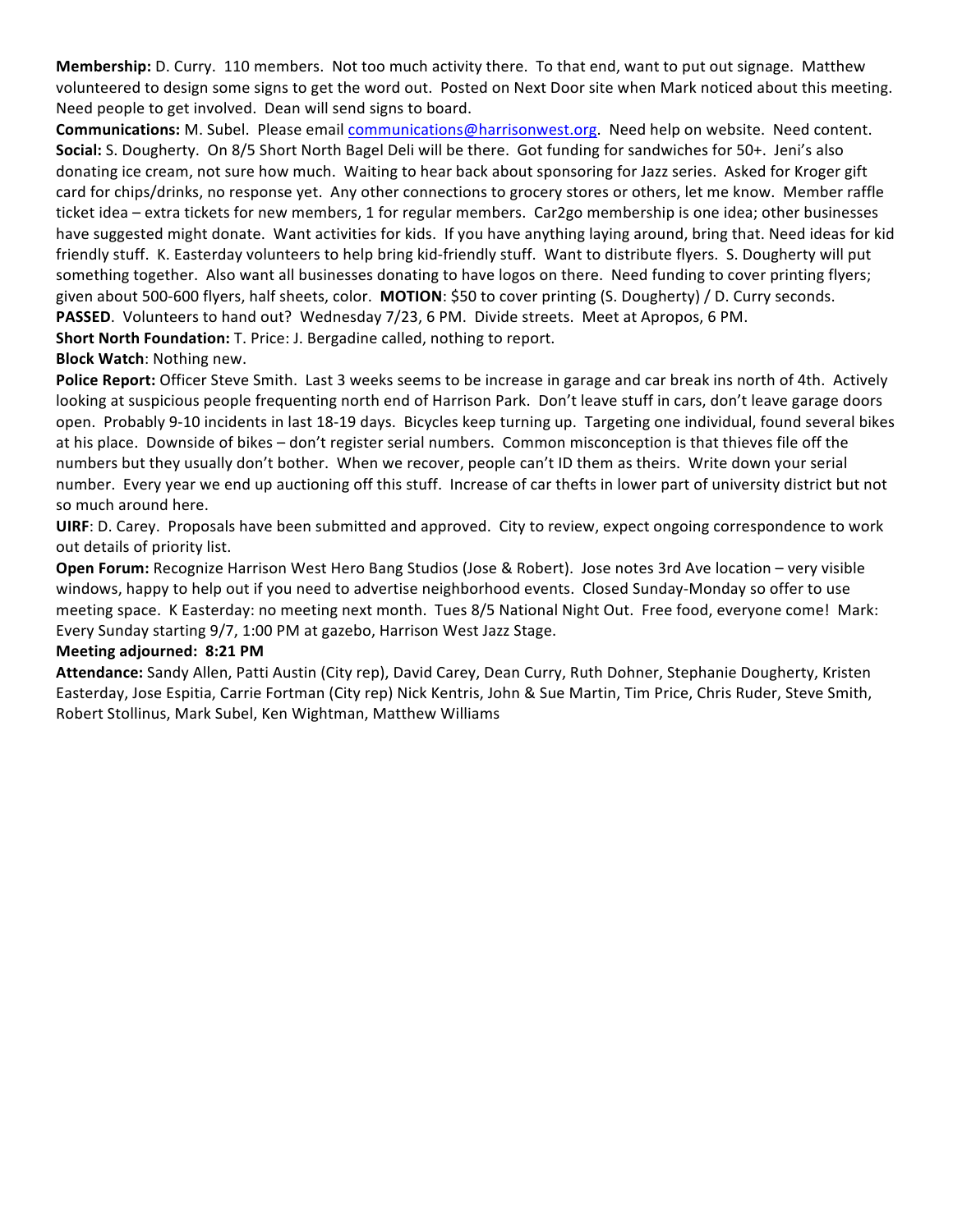**Membership:** D. Curry. 110 members. Not too much activity there. To that end, want to put out signage. Matthew volunteered to design some signs to get the word out. Posted on Next Door site when Mark noticed about this meeting. Need people to get involved. Dean will send signs to board.

**Communications:** M. Subel. Please email communications@harrisonwest.org. Need help on website. Need content.

**Social:** S. Dougherty. On 8/5 Short North Bagel Deli will be there. Got funding for sandwiches for 50+. Jeni's also donating ice cream, not sure how much. Waiting to hear back about sponsoring for Jazz series. Asked for Kroger gift card for chips/drinks, no response yet. Any other connections to grocery stores or others, let me know. Member raffle ticket idea – extra tickets for new members, 1 for regular members. Car2go membership is one idea; other businesses have suggested might donate. Want activities for kids. If you have anything laying around, bring that. Need ideas for kid friendly stuff. K. Easterday volunteers to help bring kid-friendly stuff. Want to distribute flyers. S. Dougherty will put something together. Also want all businesses donating to have logos on there. Need funding to cover printing flyers; given about 500-600 flyers, half sheets, color. **MOTION**: $50 to cover printing (S. Dougherty) / D. Curry seconds. **PASSED**. Volunteers to hand out? Wednesday 7/23, 6 PM. Divide streets. Meet at Apropos, 6 PM.

**Short North Foundation:** T. Price: J. Bergadine called, nothing to report.

**Block Watch**: Nothing new.

**Police Report:** Officer Steve Smith. Last 3 weeks seems to be increase in garage and car break ins north of 4th. Actively looking at suspicious people frequenting north end of Harrison Park. Don't leave stuff in cars, don't leave garage doors open. Probably 9-10 incidents in last 18-19 days. Bicycles keep turning up. Targeting one individual, found several bikes at his place. Downside of bikes – don't register serial numbers. Common misconception is that thieves file off the numbers but they usually don't bother. When we recover, people can't ID them as theirs. Write down your serial number. Every year we end up auctioning off this stuff. Increase of car thefts in lower part of university district but not so much around here.

**UIRF**: D. Carey. Proposals have been submitted and approved. City to review, expect ongoing correspondence to work out details of priority list.

**Open Forum:** Recognize Harrison West Hero Bang Studios (Jose & Robert). Jose notes 3rd Ave location – very visible windows, happy to help out if you need to advertise neighborhood events. Closed Sunday-Monday so offer to use meeting space. K Easterday: no meeting next month. Tues 8/5 National Night Out. Free food, everyone come! Mark: Every Sunday starting 9/7, 1:00 PM at gazebo, Harrison West Jazz Stage.

**Meeting adjourned: 8:21 PM**

**Attendance:** Sandy Allen, Patti Austin (City rep), David Carey, Dean Curry, Ruth Dohner, Stephanie Dougherty, Kristen Easterday, Jose Espitia, Carrie Fortman (City rep) Nick Kentris, John & Sue Martin, Tim Price, Chris Ruder, Steve Smith, Robert Stollinus, Mark Subel, Ken Wightman, Matthew Williams